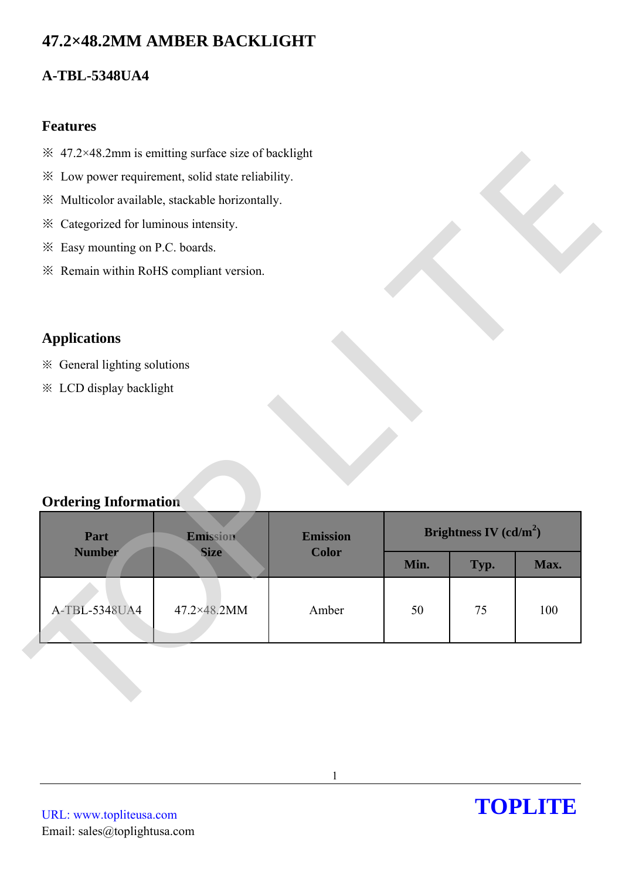# 47.2×48.2MM AMBER BACKLIGHT

## A-TBL-5348UA4

### Features

※ 47.2×48.2mm is emitting surface size of backlight

※ Low power requirement, solid state reliability.

※ Multicolor available, stackable horizontally.

※ Categorized for luminous intensity.

※ Easy mounting on P.C. boards.

※ Remain within RoHS compliant version.

### Applications

※ General lighting solutions

※ LCD display backlight

### Ordering Information

| Part Number | Emission Size | Emission Color | Brightness IV ($cd/m^2$) | | |
|---|---|---|---|---|---|
| | | | Min. | Typ. | Max. |
| A-TBL-5348UA4 | 47.2×48.2MM | Amber | 50 | 75 | 100 |

URL: www.topliteusa.com
Email: sales@toplightusa.com

**TOPLITE**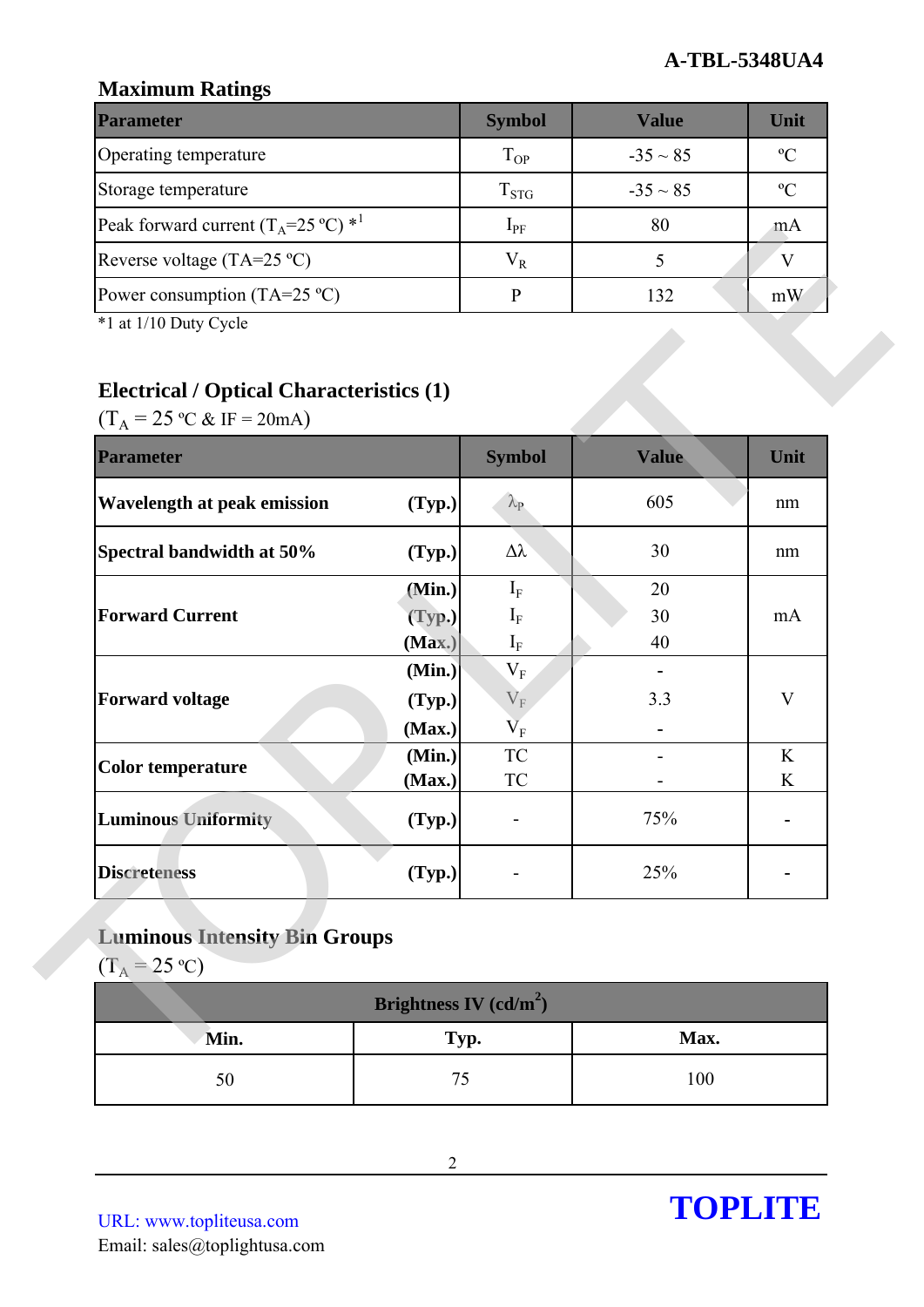## Maximum Ratings

| Parameter | Symbol | Value | Unit |
|---|---|---|---|
| Operating temperature | $T_{OP}$ | -35 ~ 85 | ºC |
| Storage temperature | $T_{STG}$ | -35 ~ 85 | ºC |
| Peak forward current ($T_A$=25 ºC) *1 | $I_{PF}$ | 80 | mA |
| Reverse voltage (TA=25 ºC) | $V_R$ | 5 | V |
| Power consumption (TA=25 ºC) | P | 132 | mW |

*1 at 1/10 Duty Cycle

## Electrical / Optical Characteristics (1)

($T_A$ = 25 ºC & IF = 20mA)

| Parameter | | Symbol | Value | Unit |
|---|---|---|---|---|
| **Wavelength at peak emission** | **(Typ.)** | $\lambda_P$ | 605 | nm |
| **Spectral bandwidth at 50%** | **(Typ.)** | $\Delta\lambda$ | 30 | nm |
| **Forward Current** | **(Min.)** | $I_F$ | 20 | mA |
| | **(Typ.)** | $I_F$ | 30 | |
| | **(Max.)** | $I_F$ | 40 | |
| **Forward voltage** | **(Min.)** | $V_F$ | - | V |
| | **(Typ.)** | $V_F$ | 3.3 | |
| | **(Max.)** | $V_F$ | - | |
| **Color temperature** | **(Min.)** | TC | - | K |
| | **(Max.)** | TC | - | K |
| **Luminous Uniformity** | **(Typ.)** | - | 75% | - |
| **Discreteness** | **(Typ.)** | - | 25% | - |

## Luminous Intensity Bin Groups

($T_A$ = 25 ºC)

| Brightness IV (cd/m²) | | |
|---|---|---|
| **Min.** | **Typ.** | **Max.** |
| 50 | 75 | 100 |

URL: www.topliteusa.com
Email: sales@toplightusa.com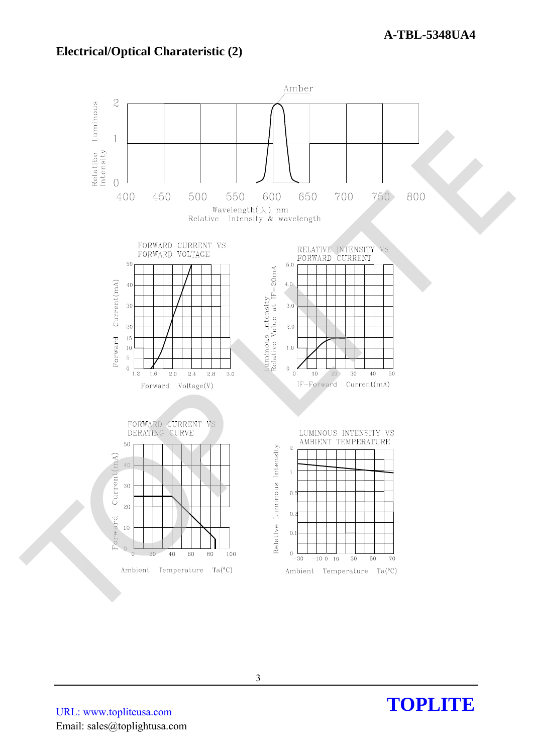# Electrical/Optical Charateristic (2)

Amber

Relatibe Luminous Intensity

Wavelength(λ) nm

Relative Intensity & wavelength

FORWARD CURRENT VS FORWARD VOLTAGE

Forward Current(mA)

Forward Voltage(V)

RELATIVE INTENSITY VS FORWARD CURRENT

Luminous Intensity Relative Value at IF=20mA

IF-Forward Current(mA)

FORWARD CURRENT VS DERATING CURVE

Forward Current(mA)

Ambient Temperature Ta(°C)

LUMINOUS INTENSITY VS AMBIENT TEMPERATURE

Relative Luminous Intensity

Ambient Temperature Ta(°C)

URL: www.topliteusa.com
Email: sales@toplightusa.com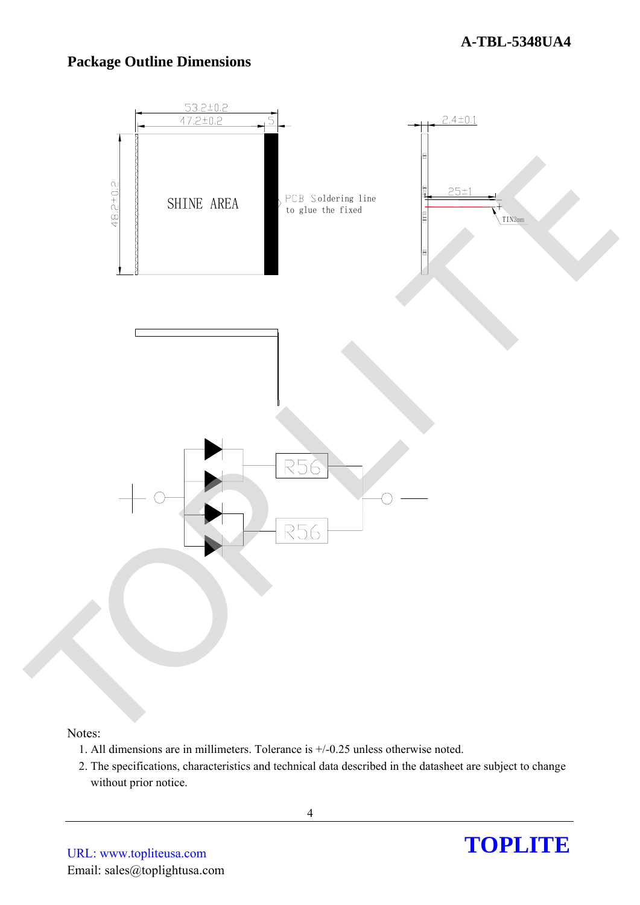## Package Outline Dimensions

53.2±0.2

47.2±0.2

5

2.4±0.1

48.2±0.2

SHINE AREA

PCB Soldering line to glue the fixed

25±1

+

TIN3mm

R56

R56

Notes:

1. All dimensions are in millimeters. Tolerance is +/-0.25 unless otherwise noted.
2. The specifications, characteristics and technical data described in the datasheet are subject to change without prior notice.

URL: www.topliteusa.com

Email: sales@toplightusa.com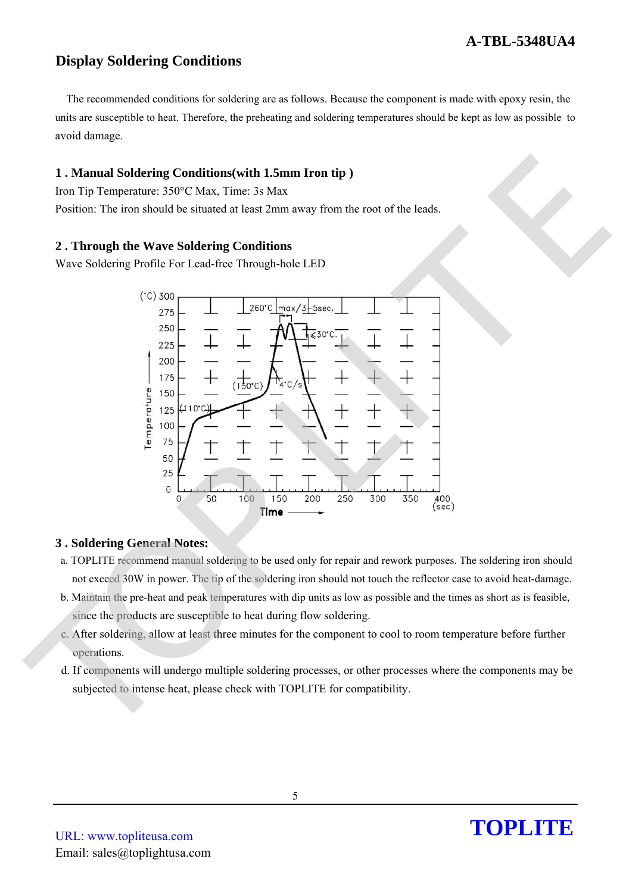## Display Soldering Conditions

The recommended conditions for soldering are as follows. Because the component is made with epoxy resin, the units are susceptible to heat. Therefore, the preheating and soldering temperatures should be kept as low as possible to avoid damage.

### 1 . Manual Soldering Conditions(with 1.5mm Iron tip )

Iron Tip Temperature: 350°C Max, Time: 3s Max

Position: The iron should be situated at least 2mm away from the root of the leads.

### 2 . Through the Wave Soldering Conditions

Wave Soldering Profile For Lead-free Through-hole LED

(°C) 300
275
250
225
200
175
150
125
100
75
50
25
0

Temperature

260°C max/3~5sec.
<30°C.
(150°C)
4°C/s
110°C

0 50 100 150 200 250 300 350 400 (sec)

Time

### 3 . Soldering General Notes:

a. TOPLITE recommend manual soldering to be used only for repair and rework purposes. The soldering iron should not exceed 30W in power. The tip of the soldering iron should not touch the reflector case to avoid heat-damage.

b. Maintain the pre-heat and peak temperatures with dip units as low as possible and the times as short as is feasible, since the products are susceptible to heat during flow soldering.

c. After soldering, allow at least three minutes for the component to cool to room temperature before further operations.

d. If components will undergo multiple soldering processes, or other processes where the components may be subjected to intense heat, please check with TOPLITE for compatibility.

URL: www.topliteusa.com

Email: sales@toplightusa.com

**TOPLITE**